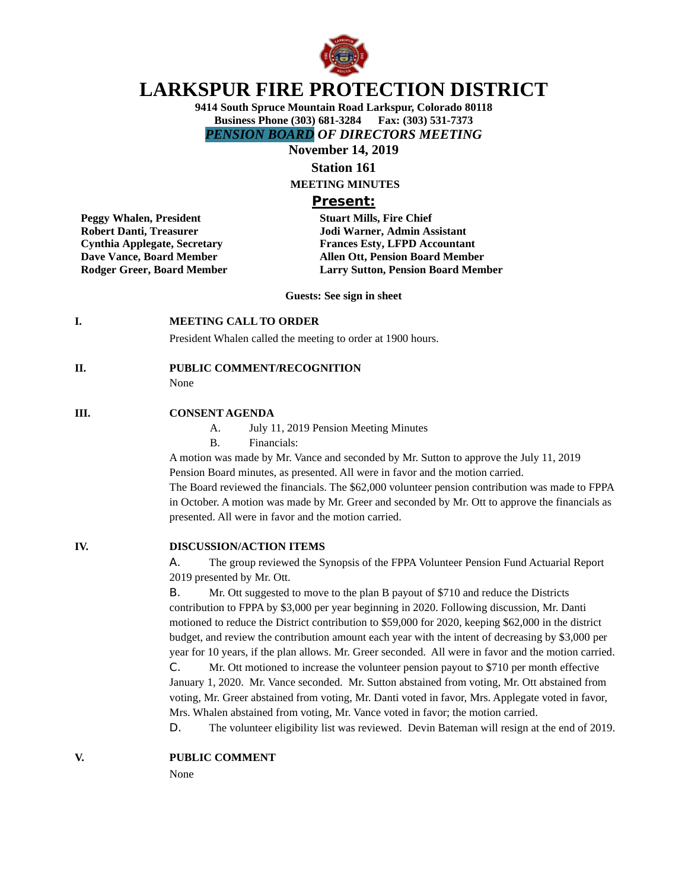# LARKSPUR FIRE PROTECTION DISTRICT

**9414 South Spruce Mountain Road Larkspur, Colorado 80118**
**Business Phone (303) 681-3284 Fax: (303) 531-7373**

***PENSION BOARD OF DIRECTORS MEETING***

**November 14, 2019**

**Station 161**

**MEETING MINUTES**

## Present:

**Peggy Whalen, President**
**Robert Danti, Treasurer**
**Cynthia Applegate, Secretary**
**Dave Vance, Board Member**
**Rodger Greer, Board Member**
**Stuart Mills, Fire Chief**
**Jodi Warner, Admin Assistant**
**Frances Esty, LFPD Accountant**
**Allen Ott, Pension Board Member**
**Larry Sutton, Pension Board Member**

**Guests: See sign in sheet**

**I. MEETING CALL TO ORDER**

President Whalen called the meeting to order at 1900 hours.

**II. PUBLIC COMMENT/RECOGNITION**

None

**III. CONSENT AGENDA**

A. July 11, 2019 Pension Meeting Minutes

B. Financials:

A motion was made by Mr. Vance and seconded by Mr. Sutton to approve the July 11, 2019 Pension Board minutes, as presented. All were in favor and the motion carried.
The Board reviewed the financials. The $62,000 volunteer pension contribution was made to FPPA in October. A motion was made by Mr. Greer and seconded by Mr. Ott to approve the financials as presented. All were in favor and the motion carried.

**IV. DISCUSSION/ACTION ITEMS**

A. The group reviewed the Synopsis of the FPPA Volunteer Pension Fund Actuarial Report 2019 presented by Mr. Ott.

B. Mr. Ott suggested to move to the plan B payout of $710 and reduce the Districts contribution to FPPA by $3,000 per year beginning in 2020. Following discussion, Mr. Danti motioned to reduce the District contribution to $59,000 for 2020, keeping $62,000 in the district budget, and review the contribution amount each year with the intent of decreasing by $3,000 per year for 10 years, if the plan allows. Mr. Greer seconded. All were in favor and the motion carried.

C. Mr. Ott motioned to increase the volunteer pension payout to $710 per month effective January 1, 2020. Mr. Vance seconded. Mr. Sutton abstained from voting, Mr. Ott abstained from voting, Mr. Greer abstained from voting, Mr. Danti voted in favor, Mrs. Applegate voted in favor, Mrs. Whalen abstained from voting, Mr. Vance voted in favor; the motion carried.

D. The volunteer eligibility list was reviewed. Devin Bateman will resign at the end of 2019.

**V. PUBLIC COMMENT**

None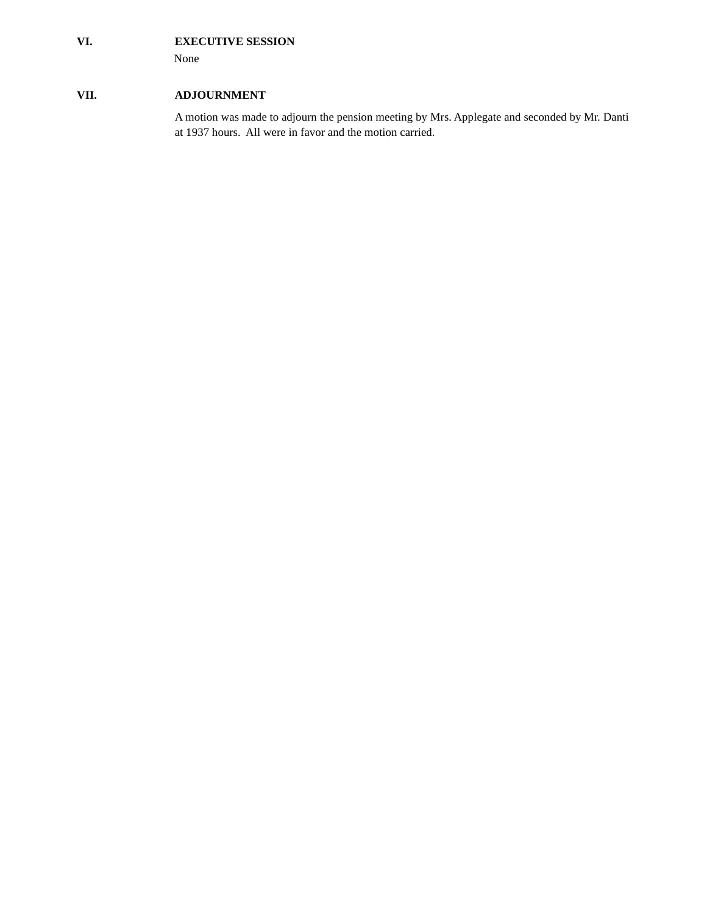## VI. EXECUTIVE SESSION

None

## VII. ADJOURNMENT

A motion was made to adjourn the pension meeting by Mrs. Applegate and seconded by Mr. Danti at 1937 hours. All were in favor and the motion carried.